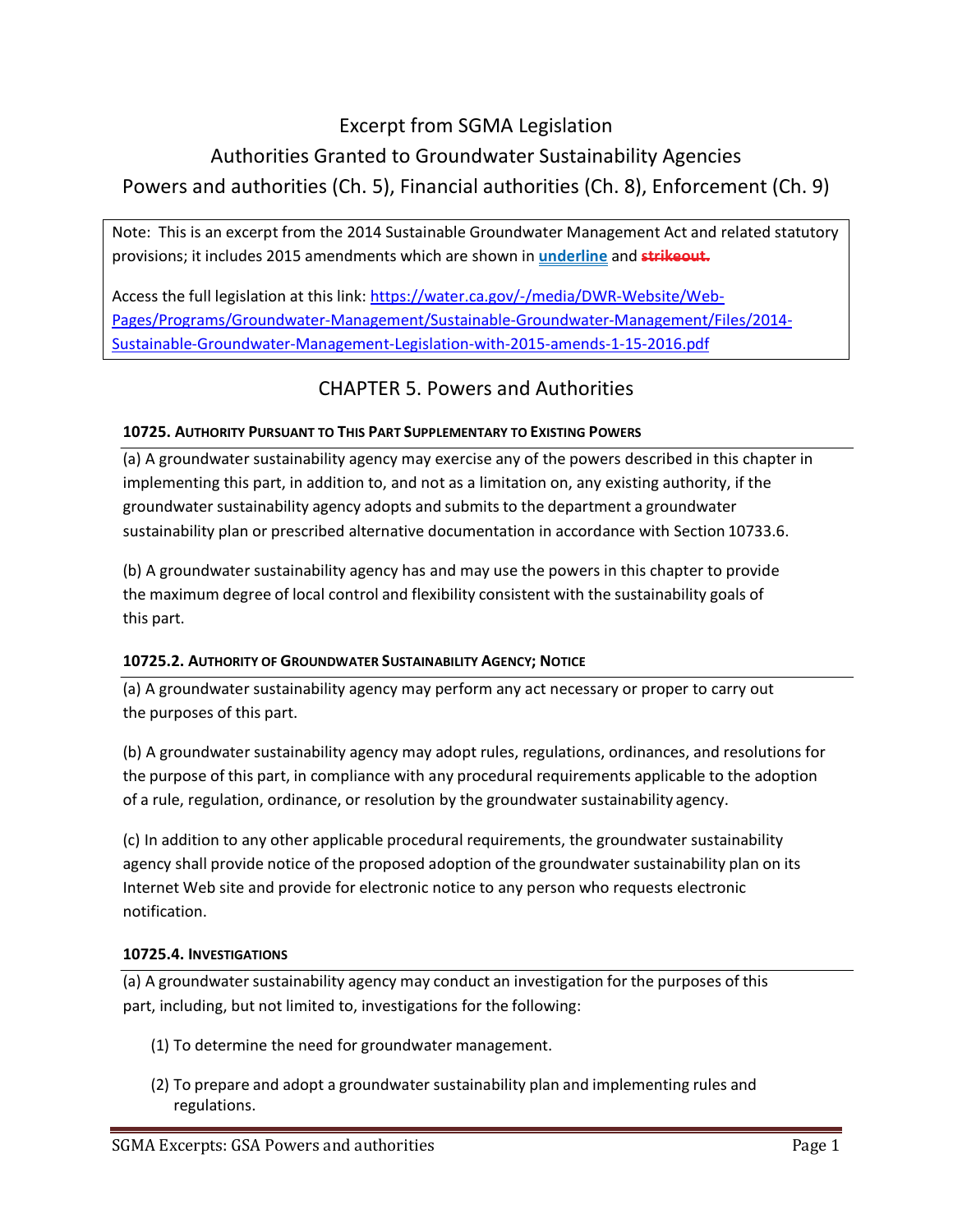# Excerpt from SGMA Legislation

## Authorities Granted to Groundwater Sustainability Agencies

## Powers and authorities (Ch. 5), Financial authorities (Ch. 8), Enforcement (Ch. 9)

Note: This is an excerpt from the 2014 Sustainable Groundwater Management Act and related statutory provisions; it includes 2015 amendments which are shown in <u>**underline**</u> and ~~**strikeout.**~~

Access the full legislation at this link: https://water.ca.gov/-/media/DWR-Website/Web-Pages/Programs/Groundwater-Management/Sustainable-Groundwater-Management/Files/2014-Sustainable-Groundwater-Management-Legislation-with-2015-amends-1-15-2016.pdf

## CHAPTER 5. Powers and Authorities

### 10725. AUTHORITY PURSUANT TO THIS PART SUPPLEMENTARY TO EXISTING POWERS

(a) A groundwater sustainability agency may exercise any of the powers described in this chapter in implementing this part, in addition to, and not as a limitation on, any existing authority, if the groundwater sustainability agency adopts and submits to the department a groundwater sustainability plan or prescribed alternative documentation in accordance with Section 10733.6.

(b) A groundwater sustainability agency has and may use the powers in this chapter to provide the maximum degree of local control and flexibility consistent with the sustainability goals of this part.

### 10725.2. AUTHORITY OF GROUNDWATER SUSTAINABILITY AGENCY; NOTICE

(a) A groundwater sustainability agency may perform any act necessary or proper to carry out the purposes of this part.

(b) A groundwater sustainability agency may adopt rules, regulations, ordinances, and resolutions for the purpose of this part, in compliance with any procedural requirements applicable to the adoption of a rule, regulation, ordinance, or resolution by the groundwater sustainability agency.

(c) In addition to any other applicable procedural requirements, the groundwater sustainability agency shall provide notice of the proposed adoption of the groundwater sustainability plan on its Internet Web site and provide for electronic notice to any person who requests electronic notification.

### 10725.4. INVESTIGATIONS

(a) A groundwater sustainability agency may conduct an investigation for the purposes of this part, including, but not limited to, investigations for the following:

(1) To determine the need for groundwater management.

(2) To prepare and adopt a groundwater sustainability plan and implementing rules and regulations.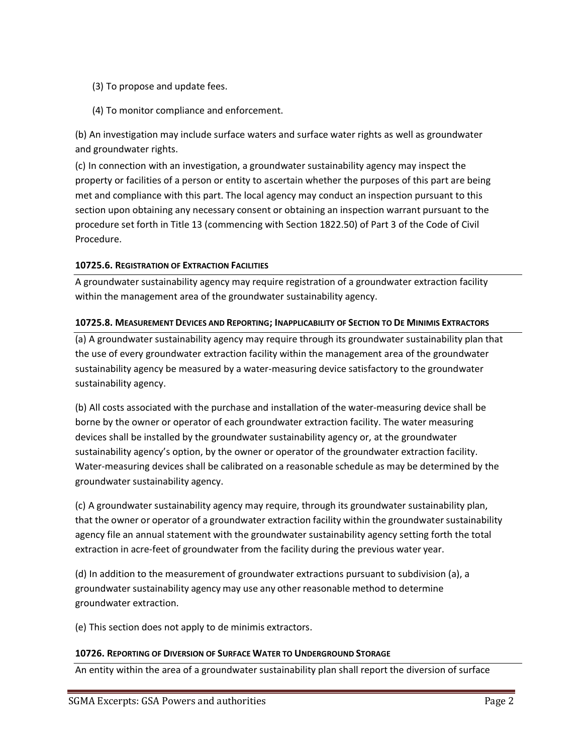(3) To propose and update fees.

(4) To monitor compliance and enforcement.

(b) An investigation may include surface waters and surface water rights as well as groundwater and groundwater rights.

(c) In connection with an investigation, a groundwater sustainability agency may inspect the property or facilities of a person or entity to ascertain whether the purposes of this part are being met and compliance with this part. The local agency may conduct an inspection pursuant to this section upon obtaining any necessary consent or obtaining an inspection warrant pursuant to the procedure set forth in Title 13 (commencing with Section 1822.50) of Part 3 of the Code of Civil Procedure.

#### 10725.6. Registration of Extraction Facilities

A groundwater sustainability agency may require registration of a groundwater extraction facility within the management area of the groundwater sustainability agency.

#### 10725.8. Measurement Devices and Reporting; Inapplicability of Section to De Minimis Extractors

(a) A groundwater sustainability agency may require through its groundwater sustainability plan that the use of every groundwater extraction facility within the management area of the groundwater sustainability agency be measured by a water-measuring device satisfactory to the groundwater sustainability agency.

(b) All costs associated with the purchase and installation of the water-measuring device shall be borne by the owner or operator of each groundwater extraction facility. The water measuring devices shall be installed by the groundwater sustainability agency or, at the groundwater sustainability agency's option, by the owner or operator of the groundwater extraction facility. Water-measuring devices shall be calibrated on a reasonable schedule as may be determined by the groundwater sustainability agency.

(c) A groundwater sustainability agency may require, through its groundwater sustainability plan, that the owner or operator of a groundwater extraction facility within the groundwater sustainability agency file an annual statement with the groundwater sustainability agency setting forth the total extraction in acre-feet of groundwater from the facility during the previous water year.

(d) In addition to the measurement of groundwater extractions pursuant to subdivision (a), a groundwater sustainability agency may use any other reasonable method to determine groundwater extraction.

(e) This section does not apply to de minimis extractors.

#### 10726. Reporting of Diversion of Surface Water to Underground Storage

An entity within the area of a groundwater sustainability plan shall report the diversion of surface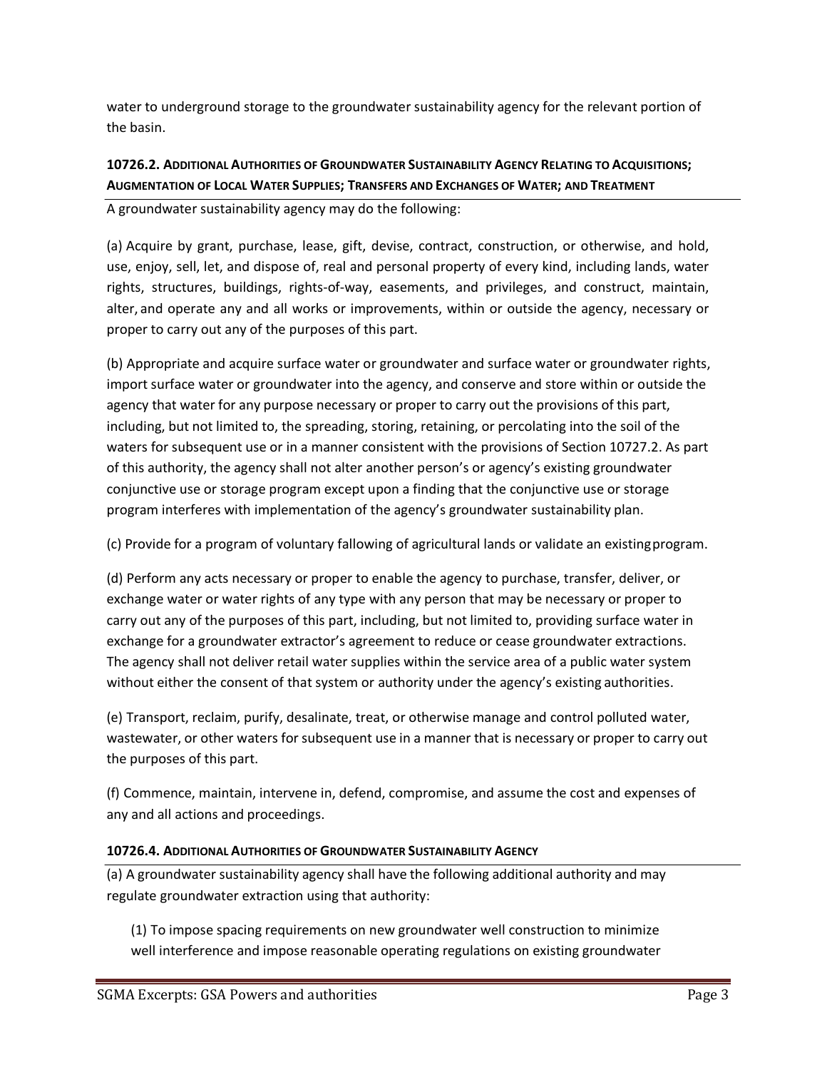water to underground storage to the groundwater sustainability agency for the relevant portion of the basin.

### 10726.2. Additional Authorities of Groundwater Sustainability Agency Relating to Acquisitions; Augmentation of Local Water Supplies; Transfers and Exchanges of Water; and Treatment

A groundwater sustainability agency may do the following:

(a) Acquire by grant, purchase, lease, gift, devise, contract, construction, or otherwise, and hold, use, enjoy, sell, let, and dispose of, real and personal property of every kind, including lands, water rights, structures, buildings, rights-of-way, easements, and privileges, and construct, maintain, alter, and operate any and all works or improvements, within or outside the agency, necessary or proper to carry out any of the purposes of this part.

(b) Appropriate and acquire surface water or groundwater and surface water or groundwater rights, import surface water or groundwater into the agency, and conserve and store within or outside the agency that water for any purpose necessary or proper to carry out the provisions of this part, including, but not limited to, the spreading, storing, retaining, or percolating into the soil of the waters for subsequent use or in a manner consistent with the provisions of Section 10727.2. As part of this authority, the agency shall not alter another person's or agency's existing groundwater conjunctive use or storage program except upon a finding that the conjunctive use or storage program interferes with implementation of the agency's groundwater sustainability plan.

(c) Provide for a program of voluntary fallowing of agricultural lands or validate an existing program.

(d) Perform any acts necessary or proper to enable the agency to purchase, transfer, deliver, or exchange water or water rights of any type with any person that may be necessary or proper to carry out any of the purposes of this part, including, but not limited to, providing surface water in exchange for a groundwater extractor's agreement to reduce or cease groundwater extractions. The agency shall not deliver retail water supplies within the service area of a public water system without either the consent of that system or authority under the agency's existing authorities.

(e) Transport, reclaim, purify, desalinate, treat, or otherwise manage and control polluted water, wastewater, or other waters for subsequent use in a manner that is necessary or proper to carry out the purposes of this part.

(f) Commence, maintain, intervene in, defend, compromise, and assume the cost and expenses of any and all actions and proceedings.

### 10726.4. Additional Authorities of Groundwater Sustainability Agency

(a) A groundwater sustainability agency shall have the following additional authority and may regulate groundwater extraction using that authority:

(1) To impose spacing requirements on new groundwater well construction to minimize well interference and impose reasonable operating regulations on existing groundwater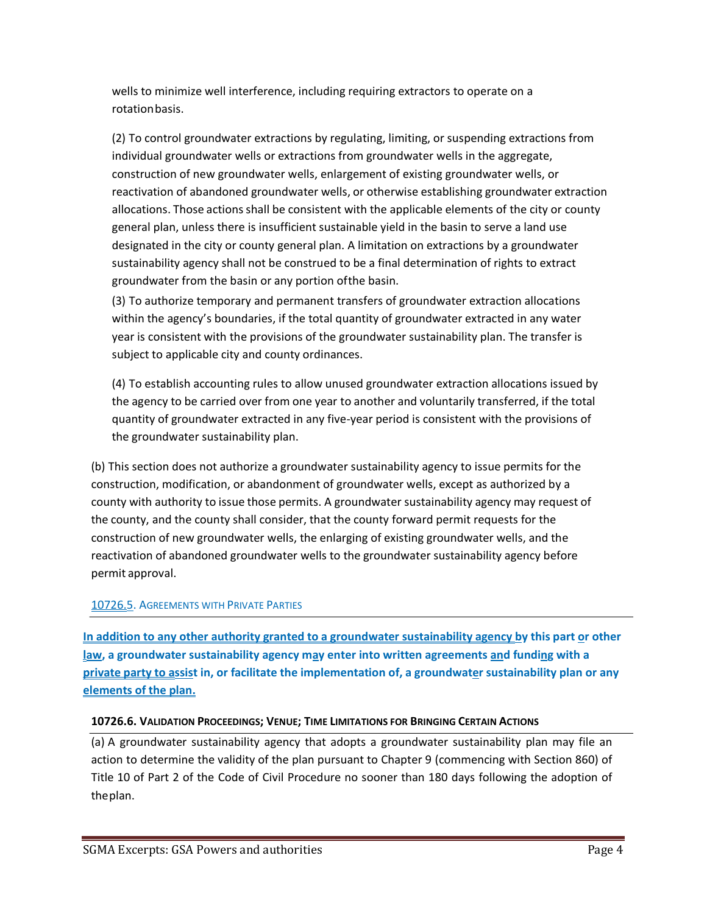wells to minimize well interference, including requiring extractors to operate on a rotation basis.

(2) To control groundwater extractions by regulating, limiting, or suspending extractions from individual groundwater wells or extractions from groundwater wells in the aggregate, construction of new groundwater wells, enlargement of existing groundwater wells, or reactivation of abandoned groundwater wells, or otherwise establishing groundwater extraction allocations. Those actions shall be consistent with the applicable elements of the city or county general plan, unless there is insufficient sustainable yield in the basin to serve a land use designated in the city or county general plan. A limitation on extractions by a groundwater sustainability agency shall not be construed to be a final determination of rights to extract groundwater from the basin or any portion of the basin.

(3) To authorize temporary and permanent transfers of groundwater extraction allocations within the agency's boundaries, if the total quantity of groundwater extracted in any water year is consistent with the provisions of the groundwater sustainability plan. The transfer is subject to applicable city and county ordinances.

(4) To establish accounting rules to allow unused groundwater extraction allocations issued by the agency to be carried over from one year to another and voluntarily transferred, if the total quantity of groundwater extracted in any five-year period is consistent with the provisions of the groundwater sustainability plan.

(b) This section does not authorize a groundwater sustainability agency to issue permits for the construction, modification, or abandonment of groundwater wells, except as authorized by a county with authority to issue those permits. A groundwater sustainability agency may request of the county, and the county shall consider, that the county forward permit requests for the construction of new groundwater wells, the enlarging of existing groundwater wells, and the reactivation of abandoned groundwater wells to the groundwater sustainability agency before permit approval.

### 10726.5. Agreements with Private Parties

**In addition to any other authority granted to a groundwater sustainability agency by this part or other law, a groundwater sustainability agency may enter into written agreements and funding with a private party to assist in, or facilitate the implementation of, a groundwater sustainability plan or any elements of the plan.**

### 10726.6. Validation Proceedings; Venue; Time Limitations for Bringing Certain Actions

(a) A groundwater sustainability agency that adopts a groundwater sustainability plan may file an action to determine the validity of the plan pursuant to Chapter 9 (commencing with Section 860) of Title 10 of Part 2 of the Code of Civil Procedure no sooner than 180 days following the adoption of the plan.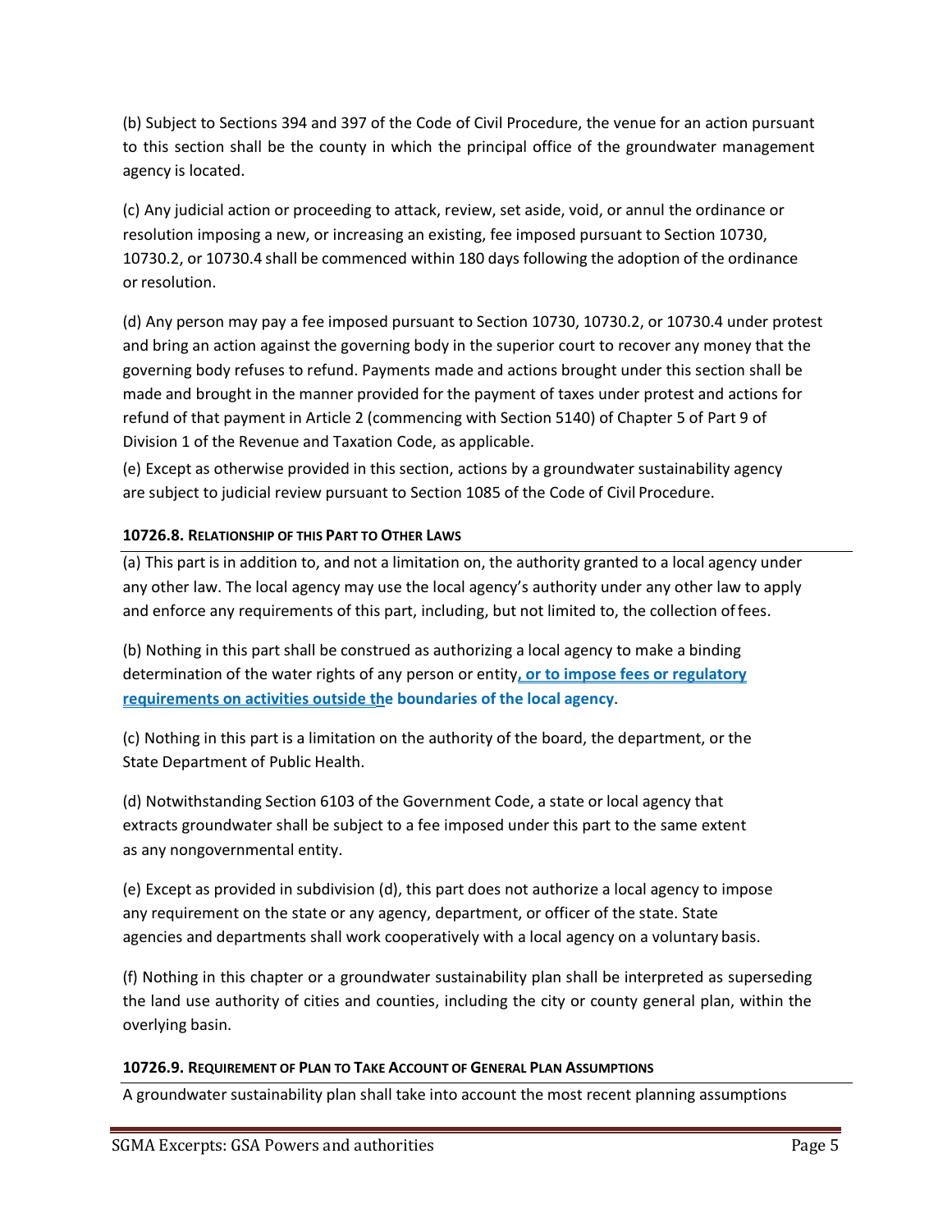(b) Subject to Sections 394 and 397 of the Code of Civil Procedure, the venue for an action pursuant to this section shall be the county in which the principal office of the groundwater management agency is located.

(c) Any judicial action or proceeding to attack, review, set aside, void, or annul the ordinance or resolution imposing a new, or increasing an existing, fee imposed pursuant to Section 10730, 10730.2, or 10730.4 shall be commenced within 180 days following the adoption of the ordinance or resolution.

(d) Any person may pay a fee imposed pursuant to Section 10730, 10730.2, or 10730.4 under protest and bring an action against the governing body in the superior court to recover any money that the governing body refuses to refund. Payments made and actions brought under this section shall be made and brought in the manner provided for the payment of taxes under protest and actions for refund of that payment in Article 2 (commencing with Section 5140) of Chapter 5 of Part 9 of Division 1 of the Revenue and Taxation Code, as applicable.

(e) Except as otherwise provided in this section, actions by a groundwater sustainability agency are subject to judicial review pursuant to Section 1085 of the Code of Civil Procedure.

#### 10726.8. Relationship of this Part to Other Laws

(a) This part is in addition to, and not a limitation on, the authority granted to a local agency under any other law. The local agency may use the local agency's authority under any other law to apply and enforce any requirements of this part, including, but not limited to, the collection of fees.

(b) Nothing in this part shall be construed as authorizing a local agency to make a binding determination of the water rights of any person or entity**, or to impose fees or regulatory requirements on activities outside the boundaries of the local agency**.

(c) Nothing in this part is a limitation on the authority of the board, the department, or the State Department of Public Health.

(d) Notwithstanding Section 6103 of the Government Code, a state or local agency that extracts groundwater shall be subject to a fee imposed under this part to the same extent as any nongovernmental entity.

(e) Except as provided in subdivision (d), this part does not authorize a local agency to impose any requirement on the state or any agency, department, or officer of the state. State agencies and departments shall work cooperatively with a local agency on a voluntary basis.

(f) Nothing in this chapter or a groundwater sustainability plan shall be interpreted as superseding the land use authority of cities and counties, including the city or county general plan, within the overlying basin.

#### 10726.9. Requirement of Plan to Take Account of General Plan Assumptions

A groundwater sustainability plan shall take into account the most recent planning assumptions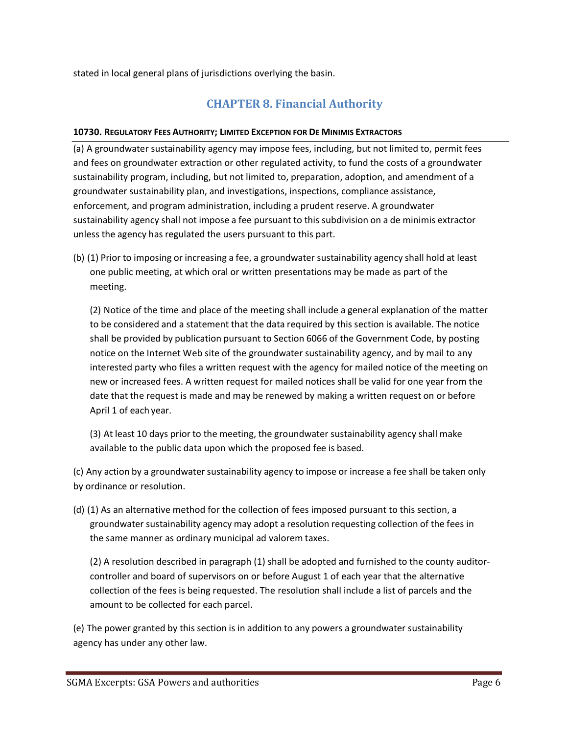stated in local general plans of jurisdictions overlying the basin.

## CHAPTER 8. Financial Authority

#### 10730. REGULATORY FEES AUTHORITY; LIMITED EXCEPTION FOR DE MINIMIS EXTRACTORS

(a) A groundwater sustainability agency may impose fees, including, but not limited to, permit fees and fees on groundwater extraction or other regulated activity, to fund the costs of a groundwater sustainability program, including, but not limited to, preparation, adoption, and amendment of a groundwater sustainability plan, and investigations, inspections, compliance assistance, enforcement, and program administration, including a prudent reserve. A groundwater sustainability agency shall not impose a fee pursuant to this subdivision on a de minimis extractor unless the agency has regulated the users pursuant to this part.

(b) (1) Prior to imposing or increasing a fee, a groundwater sustainability agency shall hold at least one public meeting, at which oral or written presentations may be made as part of the meeting.

(2) Notice of the time and place of the meeting shall include a general explanation of the matter to be considered and a statement that the data required by this section is available. The notice shall be provided by publication pursuant to Section 6066 of the Government Code, by posting notice on the Internet Web site of the groundwater sustainability agency, and by mail to any interested party who files a written request with the agency for mailed notice of the meeting on new or increased fees. A written request for mailed notices shall be valid for one year from the date that the request is made and may be renewed by making a written request on or before April 1 of each year.

(3) At least 10 days prior to the meeting, the groundwater sustainability agency shall make available to the public data upon which the proposed fee is based.

(c) Any action by a groundwater sustainability agency to impose or increase a fee shall be taken only by ordinance or resolution.

(d) (1) As an alternative method for the collection of fees imposed pursuant to this section, a groundwater sustainability agency may adopt a resolution requesting collection of the fees in the same manner as ordinary municipal ad valorem taxes.

(2) A resolution described in paragraph (1) shall be adopted and furnished to the county auditor-controller and board of supervisors on or before August 1 of each year that the alternative collection of the fees is being requested. The resolution shall include a list of parcels and the amount to be collected for each parcel.

(e) The power granted by this section is in addition to any powers a groundwater sustainability agency has under any other law.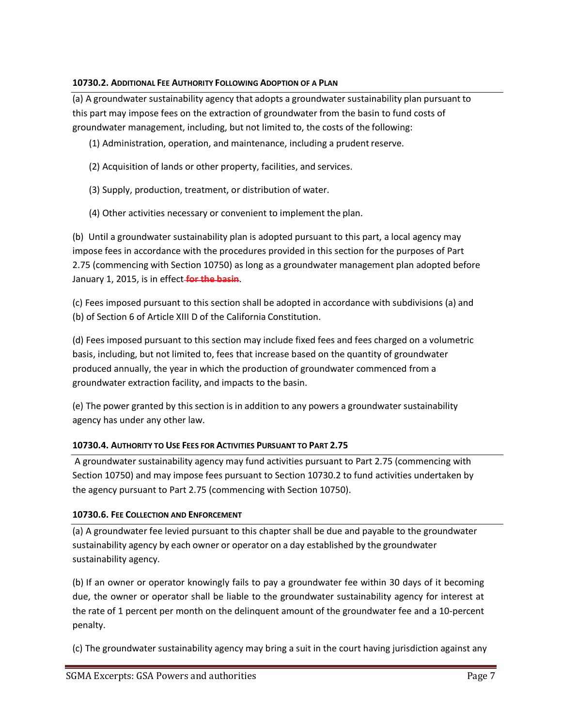### 10730.2. Additional Fee Authority Following Adoption of a Plan

(a) A groundwater sustainability agency that adopts a groundwater sustainability plan pursuant to this part may impose fees on the extraction of groundwater from the basin to fund costs of groundwater management, including, but not limited to, the costs of the following:

(1) Administration, operation, and maintenance, including a prudent reserve.

(2) Acquisition of lands or other property, facilities, and services.

(3) Supply, production, treatment, or distribution of water.

(4) Other activities necessary or convenient to implement the plan.

(b) Until a groundwater sustainability plan is adopted pursuant to this part, a local agency may impose fees in accordance with the procedures provided in this section for the purposes of Part 2.75 (commencing with Section 10750) as long as a groundwater management plan adopted before January 1, 2015, is in effect ~~for the basin~~.

(c) Fees imposed pursuant to this section shall be adopted in accordance with subdivisions (a) and (b) of Section 6 of Article XIII D of the California Constitution.

(d) Fees imposed pursuant to this section may include fixed fees and fees charged on a volumetric basis, including, but not limited to, fees that increase based on the quantity of groundwater produced annually, the year in which the production of groundwater commenced from a groundwater extraction facility, and impacts to the basin.

(e) The power granted by this section is in addition to any powers a groundwater sustainability agency has under any other law.

### 10730.4. Authority to Use Fees for Activities Pursuant to Part 2.75

A groundwater sustainability agency may fund activities pursuant to Part 2.75 (commencing with Section 10750) and may impose fees pursuant to Section 10730.2 to fund activities undertaken by the agency pursuant to Part 2.75 (commencing with Section 10750).

### 10730.6. Fee Collection and Enforcement

(a) A groundwater fee levied pursuant to this chapter shall be due and payable to the groundwater sustainability agency by each owner or operator on a day established by the groundwater sustainability agency.

(b) If an owner or operator knowingly fails to pay a groundwater fee within 30 days of it becoming due, the owner or operator shall be liable to the groundwater sustainability agency for interest at the rate of 1 percent per month on the delinquent amount of the groundwater fee and a 10-percent penalty.

(c) The groundwater sustainability agency may bring a suit in the court having jurisdiction against any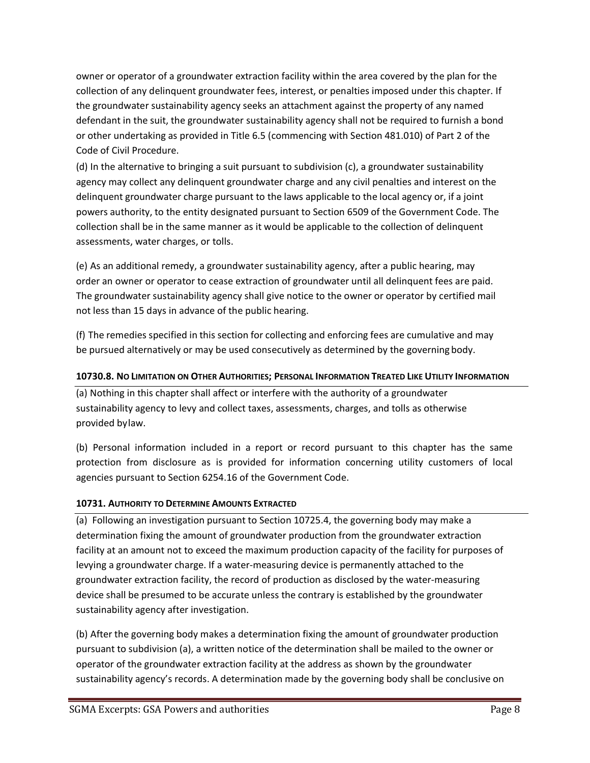owner or operator of a groundwater extraction facility within the area covered by the plan for the collection of any delinquent groundwater fees, interest, or penalties imposed under this chapter. If the groundwater sustainability agency seeks an attachment against the property of any named defendant in the suit, the groundwater sustainability agency shall not be required to furnish a bond or other undertaking as provided in Title 6.5 (commencing with Section 481.010) of Part 2 of the Code of Civil Procedure.

(d) In the alternative to bringing a suit pursuant to subdivision (c), a groundwater sustainability agency may collect any delinquent groundwater charge and any civil penalties and interest on the delinquent groundwater charge pursuant to the laws applicable to the local agency or, if a joint powers authority, to the entity designated pursuant to Section 6509 of the Government Code. The collection shall be in the same manner as it would be applicable to the collection of delinquent assessments, water charges, or tolls.

(e) As an additional remedy, a groundwater sustainability agency, after a public hearing, may order an owner or operator to cease extraction of groundwater until all delinquent fees are paid. The groundwater sustainability agency shall give notice to the owner or operator by certified mail not less than 15 days in advance of the public hearing.

(f) The remedies specified in this section for collecting and enforcing fees are cumulative and may be pursued alternatively or may be used consecutively as determined by the governing body.

#### 10730.8. No Limitation on Other Authorities; Personal Information Treated Like Utility Information

(a) Nothing in this chapter shall affect or interfere with the authority of a groundwater sustainability agency to levy and collect taxes, assessments, charges, and tolls as otherwise provided by law.

(b) Personal information included in a report or record pursuant to this chapter has the same protection from disclosure as is provided for information concerning utility customers of local agencies pursuant to Section 6254.16 of the Government Code.

#### 10731. Authority to Determine Amounts Extracted

(a) Following an investigation pursuant to Section 10725.4, the governing body may make a determination fixing the amount of groundwater production from the groundwater extraction facility at an amount not to exceed the maximum production capacity of the facility for purposes of levying a groundwater charge. If a water-measuring device is permanently attached to the groundwater extraction facility, the record of production as disclosed by the water-measuring device shall be presumed to be accurate unless the contrary is established by the groundwater sustainability agency after investigation.

(b) After the governing body makes a determination fixing the amount of groundwater production pursuant to subdivision (a), a written notice of the determination shall be mailed to the owner or operator of the groundwater extraction facility at the address as shown by the groundwater sustainability agency's records. A determination made by the governing body shall be conclusive on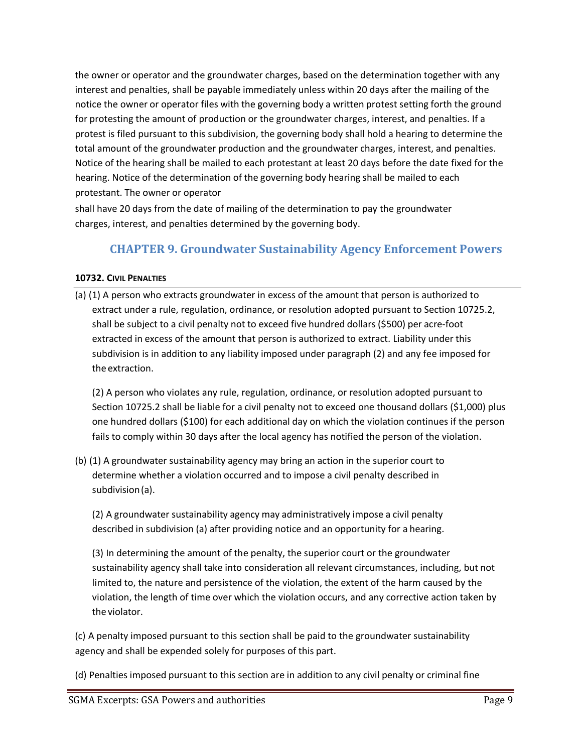the owner or operator and the groundwater charges, based on the determination together with any interest and penalties, shall be payable immediately unless within 20 days after the mailing of the notice the owner or operator files with the governing body a written protest setting forth the ground for protesting the amount of production or the groundwater charges, interest, and penalties. If a protest is filed pursuant to this subdivision, the governing body shall hold a hearing to determine the total amount of the groundwater production and the groundwater charges, interest, and penalties. Notice of the hearing shall be mailed to each protestant at least 20 days before the date fixed for the hearing. Notice of the determination of the governing body hearing shall be mailed to each protestant. The owner or operator shall have 20 days from the date of mailing of the determination to pay the groundwater charges, interest, and penalties determined by the governing body.

## CHAPTER 9. Groundwater Sustainability Agency Enforcement Powers

### 10732. CIVIL PENALTIES

(a) (1) A person who extracts groundwater in excess of the amount that person is authorized to extract under a rule, regulation, ordinance, or resolution adopted pursuant to Section 10725.2, shall be subject to a civil penalty not to exceed five hundred dollars ($500) per acre-foot extracted in excess of the amount that person is authorized to extract. Liability under this subdivision is in addition to any liability imposed under paragraph (2) and any fee imposed for the extraction.

(2) A person who violates any rule, regulation, ordinance, or resolution adopted pursuant to Section 10725.2 shall be liable for a civil penalty not to exceed one thousand dollars ($1,000) plus one hundred dollars ($100) for each additional day on which the violation continues if the person fails to comply within 30 days after the local agency has notified the person of the violation.

(b) (1) A groundwater sustainability agency may bring an action in the superior court to determine whether a violation occurred and to impose a civil penalty described in subdivision (a).

(2) A groundwater sustainability agency may administratively impose a civil penalty described in subdivision (a) after providing notice and an opportunity for a hearing.

(3) In determining the amount of the penalty, the superior court or the groundwater sustainability agency shall take into consideration all relevant circumstances, including, but not limited to, the nature and persistence of the violation, the extent of the harm caused by the violation, the length of time over which the violation occurs, and any corrective action taken by the violator.

(c) A penalty imposed pursuant to this section shall be paid to the groundwater sustainability agency and shall be expended solely for purposes of this part.

(d) Penalties imposed pursuant to this section are in addition to any civil penalty or criminal fine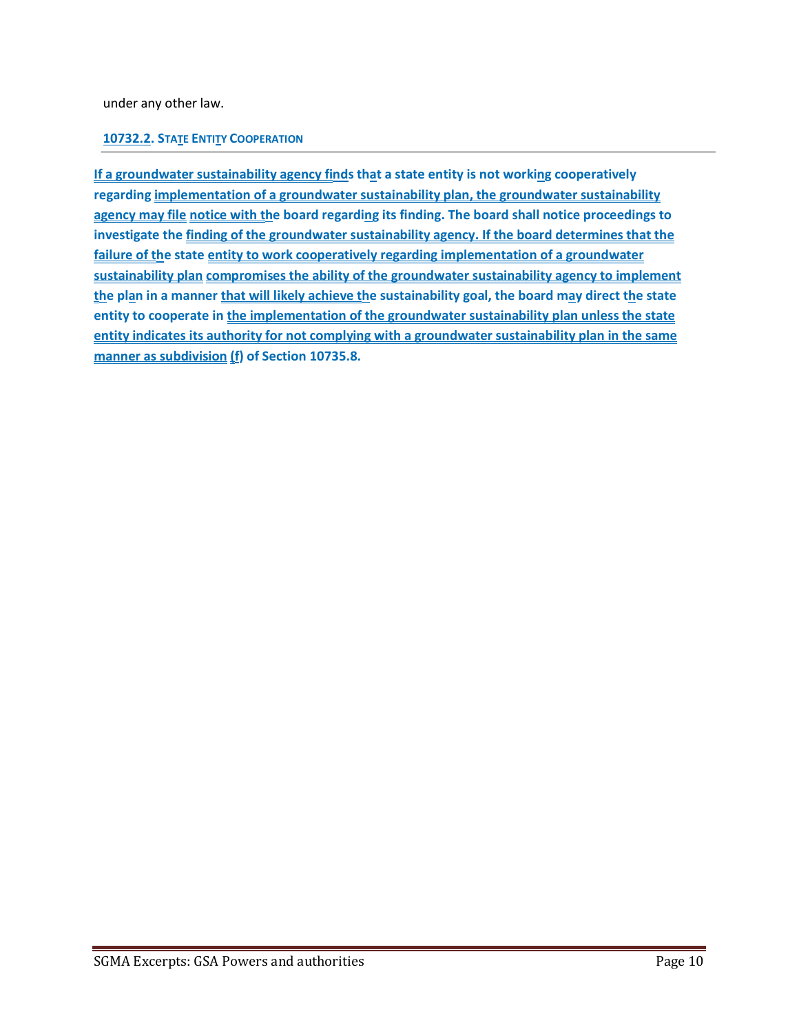under any other law.

### 10732.2. STATE ENTITY COOPERATION

**If a groundwater sustainability agency finds that a state entity is not working cooperatively regarding implementation of a groundwater sustainability plan, the groundwater sustainability agency may file notice with the board regarding its finding. The board shall notice proceedings to investigate the finding of the groundwater sustainability agency. If the board determines that the failure of the state entity to work cooperatively regarding implementation of a groundwater sustainability plan compromises the ability of the groundwater sustainability agency to implement the plan in a manner that will likely achieve the sustainability goal, the board may direct the state entity to cooperate in the implementation of the groundwater sustainability plan unless the state entity indicates its authority for not complying with a groundwater sustainability plan in the same manner as subdivision (f) of Section 10735.8.**